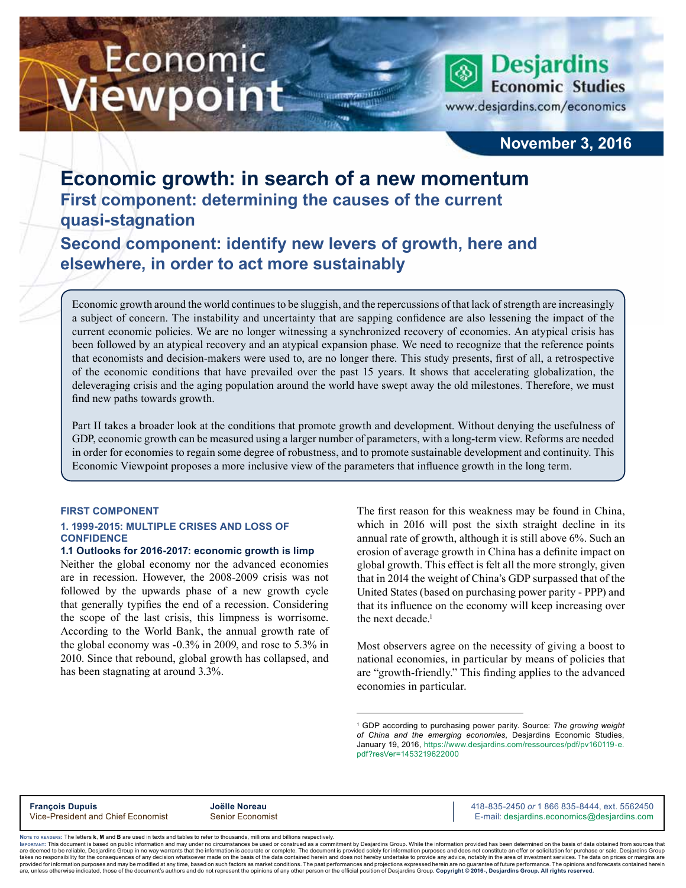# Economic Viewpoint

Desjardins Economic Studies
www.desjardins.com/economics

November 3, 2016

# Economic growth: in search of a new momentum

## First component: determining the causes of the current quasi-stagnation

## Second component: identify new levers of growth, here and elsewhere, in order to act more sustainably

Economic growth around the world continues to be sluggish, and the repercussions of that lack of strength are increasingly a subject of concern. The instability and uncertainty that are sapping confidence are also lessening the impact of the current economic policies. We are no longer witnessing a synchronized recovery of economies. An atypical crisis has been followed by an atypical recovery and an atypical expansion phase. We need to recognize that the reference points that economists and decision-makers were used to, are no longer there. This study presents, first of all, a retrospective of the economic conditions that have prevailed over the past 15 years. It shows that accelerating globalization, the deleveraging crisis and the aging population around the world have swept away the old milestones. Therefore, we must find new paths towards growth.

Part II takes a broader look at the conditions that promote growth and development. Without denying the usefulness of GDP, economic growth can be measured using a larger number of parameters, with a long-term view. Reforms are needed in order for economies to regain some degree of robustness, and to promote sustainable development and continuity. This Economic Viewpoint proposes a more inclusive view of the parameters that influence growth in the long term.

### FIRST COMPONENT

### 1. 1999-2015: MULTIPLE CRISES AND LOSS OF CONFIDENCE

#### 1.1 Outlooks for 2016-2017: economic growth is limp

Neither the global economy nor the advanced economies are in recession. However, the 2008-2009 crisis was not followed by the upwards phase of a new growth cycle that generally typifies the end of a recession. Considering the scope of the last crisis, this limpness is worrisome. According to the World Bank, the annual growth rate of the global economy was -0.3% in 2009, and rose to 5.3% in 2010. Since that rebound, global growth has collapsed, and has been stagnating at around 3.3%.

The first reason for this weakness may be found in China, which in 2016 will post the sixth straight decline in its annual rate of growth, although it is still above 6%. Such an erosion of average growth in China has a definite impact on global growth. This effect is felt all the more strongly, given that in 2014 the weight of China's GDP surpassed that of the United States (based on purchasing power parity - PPP) and that its influence on the economy will keep increasing over the next decade.[1]

Most observers agree on the necessity of giving a boost to national economies, in particular by means of policies that are "growth-friendly." This finding applies to the advanced economies in particular.

[1] GDP according to purchasing power parity. Source: *The growing weight of China and the emerging economies*, Desjardins Economic Studies, January 19, 2016, https://www.desjardins.com/ressources/pdf/pv160119-e.pdf?resVer=1453219622000

**François Dupuis**
Vice-President and Chief Economist

**Joëlle Noreau**
Senior Economist

418-835-2450 *or* 1 866 835-8444, ext. 5562450
E-mail: desjardins.economics@desjardins.com

Note to readers: The letters **k**, **M** and **B** are used in texts and tables to refer to thousands, millions and billions respectively.
Important: This document is based on public information and may under no circumstances be used or construed as a commitment by Desjardins Group. While the information provided has been determined on the basis of data obtained from sources that are deemed to be reliable, Desjardins Group in no way warrants that the information is accurate or complete. The document is provided solely for information purposes and does not constitute an offer or solicitation for purchase or sale. Desjardins Group takes no responsibility for the consequences of any decision whatsoever made on the basis of the data contained herein and does not hereby undertake to provide any advice, notably in the area of investment services. The data on prices or margins are provided for information purposes and may be modified at any time, based on such factors as market conditions. The past performances and projections expressed herein are no guarantee of future performance. The opinions and forecasts contained herein are, unless otherwise indicated, those of the document's authors and do not represent the opinions of any other person or the official position of Desjardins Group. **Copyright © 2016-, Desjardins Group. All rights reserved.**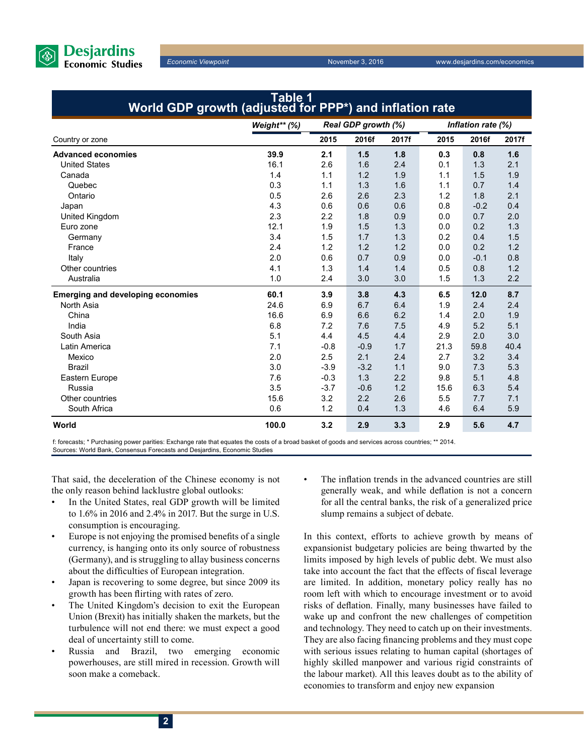**Table 1**
**World GDP growth (adjusted for PPP*) and inflation rate**

| Country or zone | *Weight** (%)* | *Real GDP growth (%)* | | | *Inflation rate (%)* | | |
|---|---|---|---|---|---|---|---|
| | | 2015 | 2016f | 2017f | 2015 | 2016f | 2017f |
| **Advanced economies** | **39.9** | **2.1** | **1.5** | **1.8** | **0.3** | **0.8** | **1.6** |
| United States | 16.1 | 2.6 | 1.6 | 2.4 | 0.1 | 1.3 | 2.1 |
| Canada | 1.4 | 1.1 | 1.2 | 1.9 | 1.1 | 1.5 | 1.9 |
| Quebec | 0.3 | 1.1 | 1.3 | 1.6 | 1.1 | 0.7 | 1.4 |
| Ontario | 0.5 | 2.6 | 2.6 | 2.3 | 1.2 | 1.8 | 2.1 |
| Japan | 4.3 | 0.6 | 0.6 | 0.6 | 0.8 | -0.2 | 0.4 |
| United Kingdom | 2.3 | 2.2 | 1.8 | 0.9 | 0.0 | 0.7 | 2.0 |
| Euro zone | 12.1 | 1.9 | 1.5 | 1.3 | 0.0 | 0.2 | 1.3 |
| Germany | 3.4 | 1.5 | 1.7 | 1.3 | 0.2 | 0.4 | 1.5 |
| France | 2.4 | 1.2 | 1.2 | 1.2 | 0.0 | 0.2 | 1.2 |
| Italy | 2.0 | 0.6 | 0.7 | 0.9 | 0.0 | -0.1 | 0.8 |
| Other countries | 4.1 | 1.3 | 1.4 | 1.4 | 0.5 | 0.8 | 1.2 |
| Australia | 1.0 | 2.4 | 3.0 | 3.0 | 1.5 | 1.3 | 2.2 |
| **Emerging and developing economies** | **60.1** | **3.9** | **3.8** | **4.3** | **6.5** | **12.0** | **8.7** |
| North Asia | 24.6 | 6.9 | 6.7 | 6.4 | 1.9 | 2.4 | 2.4 |
| China | 16.6 | 6.9 | 6.6 | 6.2 | 1.4 | 2.0 | 1.9 |
| India | 6.8 | 7.2 | 7.6 | 7.5 | 4.9 | 5.2 | 5.1 |
| South Asia | 5.1 | 4.4 | 4.5 | 4.4 | 2.9 | 2.0 | 3.0 |
| Latin America | 7.1 | -0.8 | -0.9 | 1.7 | 21.3 | 59.8 | 40.4 |
| Mexico | 2.0 | 2.5 | 2.1 | 2.4 | 2.7 | 3.2 | 3.4 |
| Brazil | 3.0 | -3.9 | -3.2 | 1.1 | 9.0 | 7.3 | 5.3 |
| Eastern Europe | 7.6 | -0.3 | 1.3 | 2.2 | 9.8 | 5.1 | 4.8 |
| Russia | 3.5 | -3.7 | -0.6 | 1.2 | 15.6 | 6.3 | 5.4 |
| Other countries | 15.6 | 3.2 | 2.2 | 2.6 | 5.5 | 7.7 | 7.1 |
| South Africa | 0.6 | 1.2 | 0.4 | 1.3 | 4.6 | 6.4 | 5.9 |
| **World** | **100.0** | **3.2** | **2.9** | **3.3** | **2.9** | **5.6** | **4.7** |

f: forecasts; * Purchasing power parities: Exchange rate that equates the costs of a broad basket of goods and services across countries; ** 2014.
Sources: World Bank, Consensus Forecasts and Desjardins, Economic Studies

That said, the deceleration of the Chinese economy is not the only reason behind lacklustre global outlooks:

- In the United States, real GDP growth will be limited to 1.6% in 2016 and 2.4% in 2017. But the surge in U.S. consumption is encouraging.
- Europe is not enjoying the promised benefits of a single currency, is hanging onto its only source of robustness (Germany), and is struggling to allay business concerns about the difficulties of European integration.
- Japan is recovering to some degree, but since 2009 its growth has been flirting with rates of zero.
- The United Kingdom's decision to exit the European Union (Brexit) has initially shaken the markets, but the turbulence will not end there: we must expect a good deal of uncertainty still to come.
- Russia and Brazil, two emerging economic powerhouses, are still mired in recession. Growth will soon make a comeback.
- The inflation trends in the advanced countries are still generally weak, and while deflation is not a concern for all the central banks, the risk of a generalized price slump remains a subject of debate.

In this context, efforts to achieve growth by means of expansionist budgetary policies are being thwarted by the limits imposed by high levels of public debt. We must also take into account the fact that the effects of fiscal leverage are limited. In addition, monetary policy really has no room left with which to encourage investment or to avoid risks of deflation. Finally, many businesses have failed to wake up and confront the new challenges of competition and technology. They need to catch up on their investments. They are also facing financing problems and they must cope with serious issues relating to human capital (shortages of highly skilled manpower and various rigid constraints of the labour market). All this leaves doubt as to the ability of economies to transform and enjoy new expansion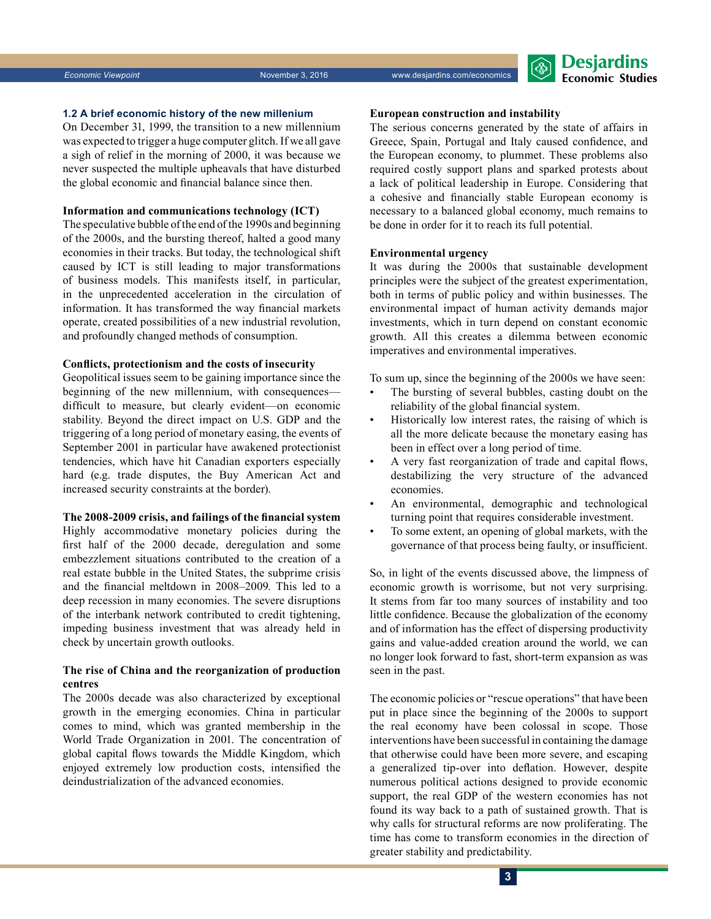### 1.2 A brief economic history of the new millenium

On December 31, 1999, the transition to a new millennium was expected to trigger a huge computer glitch. If we all gave a sigh of relief in the morning of 2000, it was because we never suspected the multiple upheavals that have disturbed the global economic and financial balance since then.

**Information and communications technology (ICT)**

The speculative bubble of the end of the 1990s and beginning of the 2000s, and the bursting thereof, halted a good many economies in their tracks. But today, the technological shift caused by ICT is still leading to major transformations of business models. This manifests itself, in particular, in the unprecedented acceleration in the circulation of information. It has transformed the way financial markets operate, created possibilities of a new industrial revolution, and profoundly changed methods of consumption.

**Conflicts, protectionism and the costs of insecurity**

Geopolitical issues seem to be gaining importance since the beginning of the new millennium, with consequences—difficult to measure, but clearly evident—on economic stability. Beyond the direct impact on U.S. GDP and the triggering of a long period of monetary easing, the events of September 2001 in particular have awakened protectionist tendencies, which have hit Canadian exporters especially hard (e.g. trade disputes, the Buy American Act and increased security constraints at the border).

**The 2008-2009 crisis, and failings of the financial system**

Highly accommodative monetary policies during the first half of the 2000 decade, deregulation and some embezzlement situations contributed to the creation of a real estate bubble in the United States, the subprime crisis and the financial meltdown in 2008–2009. This led to a deep recession in many economies. The severe disruptions of the interbank network contributed to credit tightening, impeding business investment that was already held in check by uncertain growth outlooks.

**The rise of China and the reorganization of production centres**

The 2000s decade was also characterized by exceptional growth in the emerging economies. China in particular comes to mind, which was granted membership in the World Trade Organization in 2001. The concentration of global capital flows towards the Middle Kingdom, which enjoyed extremely low production costs, intensified the deindustrialization of the advanced economies.

**European construction and instability**

The serious concerns generated by the state of affairs in Greece, Spain, Portugal and Italy caused confidence, and the European economy, to plummet. These problems also required costly support plans and sparked protests about a lack of political leadership in Europe. Considering that a cohesive and financially stable European economy is necessary to a balanced global economy, much remains to be done in order for it to reach its full potential.

**Environmental urgency**

It was during the 2000s that sustainable development principles were the subject of the greatest experimentation, both in terms of public policy and within businesses. The environmental impact of human activity demands major investments, which in turn depend on constant economic growth. All this creates a dilemma between economic imperatives and environmental imperatives.

To sum up, since the beginning of the 2000s we have seen:

- The bursting of several bubbles, casting doubt on the reliability of the global financial system.
- Historically low interest rates, the raising of which is all the more delicate because the monetary easing has been in effect over a long period of time.
- A very fast reorganization of trade and capital flows, destabilizing the very structure of the advanced economies.
- An environmental, demographic and technological turning point that requires considerable investment.
- To some extent, an opening of global markets, with the governance of that process being faulty, or insufficient.

So, in light of the events discussed above, the limpness of economic growth is worrisome, but not very surprising. It stems from far too many sources of instability and too little confidence. Because the globalization of the economy and of information has the effect of dispersing productivity gains and value-added creation around the world, we can no longer look forward to fast, short-term expansion as was seen in the past.

The economic policies or "rescue operations" that have been put in place since the beginning of the 2000s to support the real economy have been colossal in scope. Those interventions have been successful in containing the damage that otherwise could have been more severe, and escaping a generalized tip-over into deflation. However, despite numerous political actions designed to provide economic support, the real GDP of the western economies has not found its way back to a path of sustained growth. That is why calls for structural reforms are now proliferating. The time has come to transform economies in the direction of greater stability and predictability.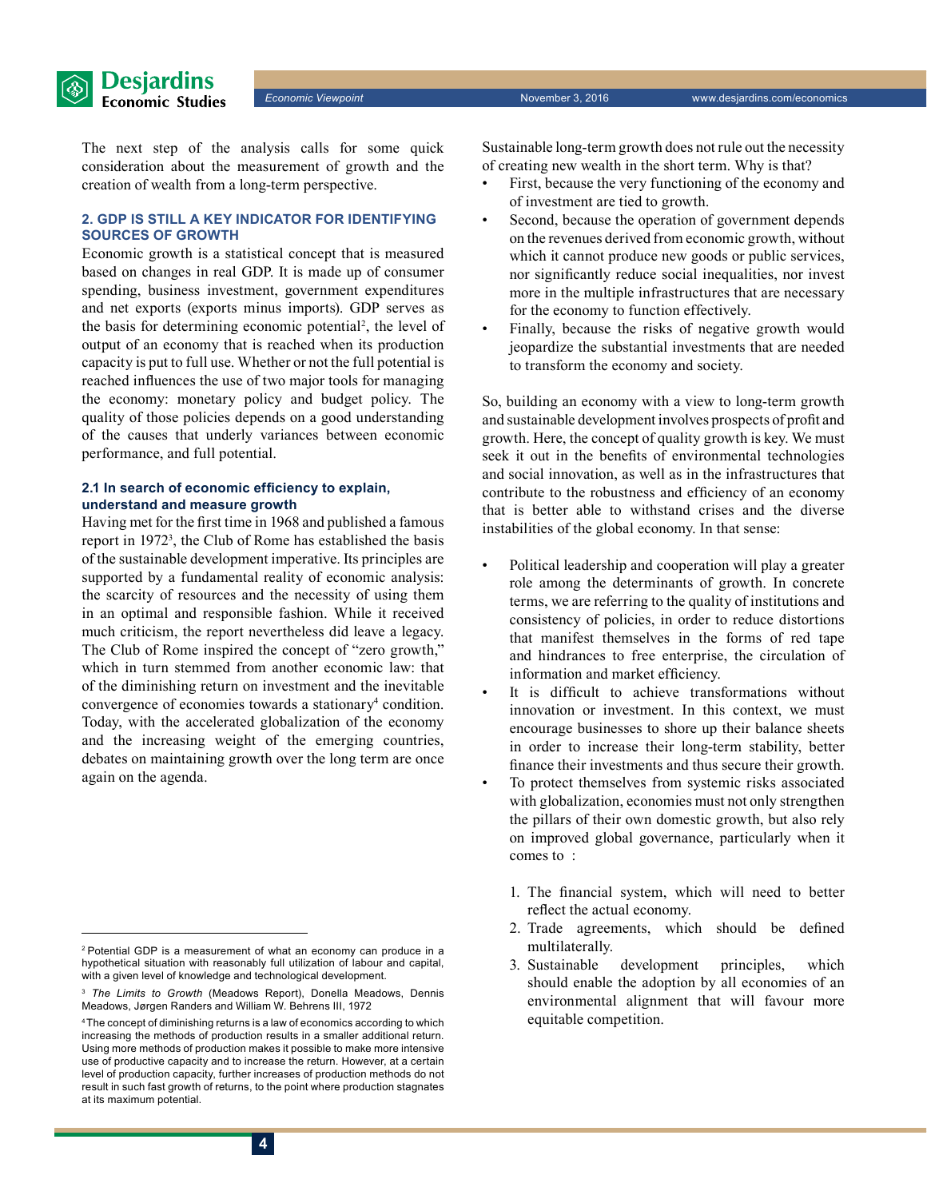The next step of the analysis calls for some quick consideration about the measurement of growth and the creation of wealth from a long-term perspective.

## 2. GDP IS STILL A KEY INDICATOR FOR IDENTIFYING SOURCES OF GROWTH

Economic growth is a statistical concept that is measured based on changes in real GDP. It is made up of consumer spending, business investment, government expenditures and net exports (exports minus imports). GDP serves as the basis for determining economic potential[2], the level of output of an economy that is reached when its production capacity is put to full use. Whether or not the full potential is reached influences the use of two major tools for managing the economy: monetary policy and budget policy. The quality of those policies depends on a good understanding of the causes that underly variances between economic performance, and full potential.

### 2.1 In search of economic efficiency to explain, understand and measure growth

Having met for the first time in 1968 and published a famous report in 1972[3], the Club of Rome has established the basis of the sustainable development imperative. Its principles are supported by a fundamental reality of economic analysis: the scarcity of resources and the necessity of using them in an optimal and responsible fashion. While it received much criticism, the report nevertheless did leave a legacy. The Club of Rome inspired the concept of "zero growth," which in turn stemmed from another economic law: that of the diminishing return on investment and the inevitable convergence of economies towards a stationary[4] condition. Today, with the accelerated globalization of the economy and the increasing weight of the emerging countries, debates on maintaining growth over the long term are once again on the agenda.

Sustainable long-term growth does not rule out the necessity of creating new wealth in the short term. Why is that?

- First, because the very functioning of the economy and of investment are tied to growth.
- Second, because the operation of government depends on the revenues derived from economic growth, without which it cannot produce new goods or public services, nor significantly reduce social inequalities, nor invest more in the multiple infrastructures that are necessary for the economy to function effectively.
- Finally, because the risks of negative growth would jeopardize the substantial investments that are needed to transform the economy and society.

So, building an economy with a view to long-term growth and sustainable development involves prospects of profit and growth. Here, the concept of quality growth is key. We must seek it out in the benefits of environmental technologies and social innovation, as well as in the infrastructures that contribute to the robustness and efficiency of an economy that is better able to withstand crises and the diverse instabilities of the global economy. In that sense:

- Political leadership and cooperation will play a greater role among the determinants of growth. In concrete terms, we are referring to the quality of institutions and consistency of policies, in order to reduce distortions that manifest themselves in the forms of red tape and hindrances to free enterprise, the circulation of information and market efficiency.
- It is difficult to achieve transformations without innovation or investment. In this context, we must encourage businesses to shore up their balance sheets in order to increase their long-term stability, better finance their investments and thus secure their growth.
- To protect themselves from systemic risks associated with globalization, economies must not only strengthen the pillars of their own domestic growth, but also rely on improved global governance, particularly when it comes to :

  1. The financial system, which will need to better reflect the actual economy.
  2. Trade agreements, which should be defined multilaterally.
  3. Sustainable development principles, which should enable the adoption by all economies of an environmental alignment that will favour more equitable competition.

---

[2] Potential GDP is a measurement of what an economy can produce in a hypothetical situation with reasonably full utilization of labour and capital, with a given level of knowledge and technological development.

[3] *The Limits to Growth* (Meadows Report), Donella Meadows, Dennis Meadows, Jørgen Randers and William W. Behrens III, 1972

[4] The concept of diminishing returns is a law of economics according to which increasing the methods of production results in a smaller additional return. Using more methods of production makes it possible to make more intensive use of productive capacity and to increase the return. However, at a certain level of production capacity, further increases of production methods do not result in such fast growth of returns, to the point where production stagnates at its maximum potential.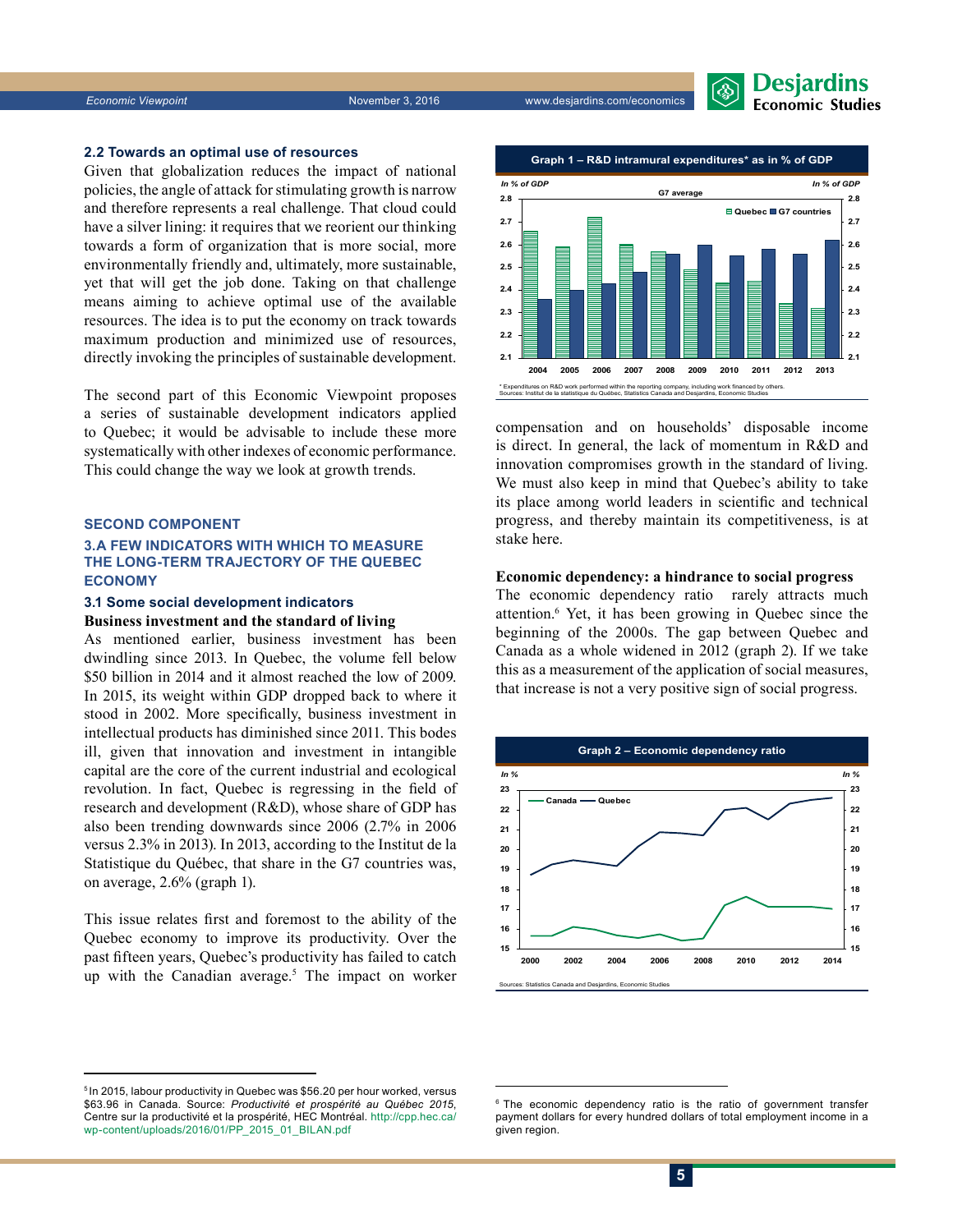### 2.2 Towards an optimal use of resources

Given that globalization reduces the impact of national policies, the angle of attack for stimulating growth is narrow and therefore represents a real challenge. That cloud could have a silver lining: it requires that we reorient our thinking towards a form of organization that is more social, more environmentally friendly and, ultimately, more sustainable, yet that will get the job done. Taking on that challenge means aiming to achieve optimal use of the available resources. The idea is to put the economy on track towards maximum production and minimized use of resources, directly invoking the principles of sustainable development.

The second part of this Economic Viewpoint proposes a series of sustainable development indicators applied to Quebec; it would be advisable to include these more systematically with other indexes of economic performance. This could change the way we look at growth trends.

## SECOND COMPONENT

## 3.A FEW INDICATORS WITH WHICH TO MEASURE THE LONG-TERM TRAJECTORY OF THE QUEBEC ECONOMY

### 3.1 Some social development indicators

**Business investment and the standard of living**

As mentioned earlier, business investment has been dwindling since 2013. In Quebec, the volume fell below $50 billion in 2014 and it almost reached the low of 2009. In 2015, its weight within GDP dropped back to where it stood in 2002. More specifically, business investment in intellectual products has diminished since 2011. This bodes ill, given that innovation and investment in intangible capital are the core of the current industrial and ecological revolution. In fact, Quebec is regressing in the field of research and development (R&D), whose share of GDP has also been trending downwards since 2006 (2.7% in 2006 versus 2.3% in 2013). In 2013, according to the Institut de la Statistique du Québec, that share in the G7 countries was, on average, 2.6% (graph 1).

This issue relates first and foremost to the ability of the Quebec economy to improve its productivity. Over the past fifteen years, Quebec's productivity has failed to catch up with the Canadian average.[5] The impact on worker compensation and on households' disposable income is direct. In general, the lack of momentum in R&D and innovation compromises growth in the standard of living. We must also keep in mind that Quebec's ability to take its place among world leaders in scientific and technical progress, and thereby maintain its competitiveness, is at stake here.

**Graph 1 – R&D intramural expenditures* as in % of GDP**

In % of GDP; G7 average; Quebec, G7 countries

\* Expenditures on R&D work performed within the reporting company, including work financed by others.
Sources: Institut de la statistique du Québec, Statistics Canada and Desjardins, Economic Studies

**Economic dependency: a hindrance to social progress**

The economic dependency ratio rarely attracts much attention.[6] Yet, it has been growing in Quebec since the beginning of the 2000s. The gap between Quebec and Canada as a whole widened in 2012 (graph 2). If we take this as a measurement of the application of social measures, that increase is not a very positive sign of social progress.

**Graph 2 – Economic dependency ratio**

In %; Canada, Quebec

Sources: Statistics Canada and Desjardins, Economic Studies

---

[5] In 2015, labour productivity in Quebec was $56.20 per hour worked, versus $63.96 in Canada. Source: *Productivité et prospérité au Québec 2015*, Centre sur la productivité et la prospérité, HEC Montréal. http://cpp.hec.ca/wp-content/uploads/2016/01/PP_2015_01_BILAN.pdf

[6] The economic dependency ratio is the ratio of government transfer payment dollars for every hundred dollars of total employment income in a given region.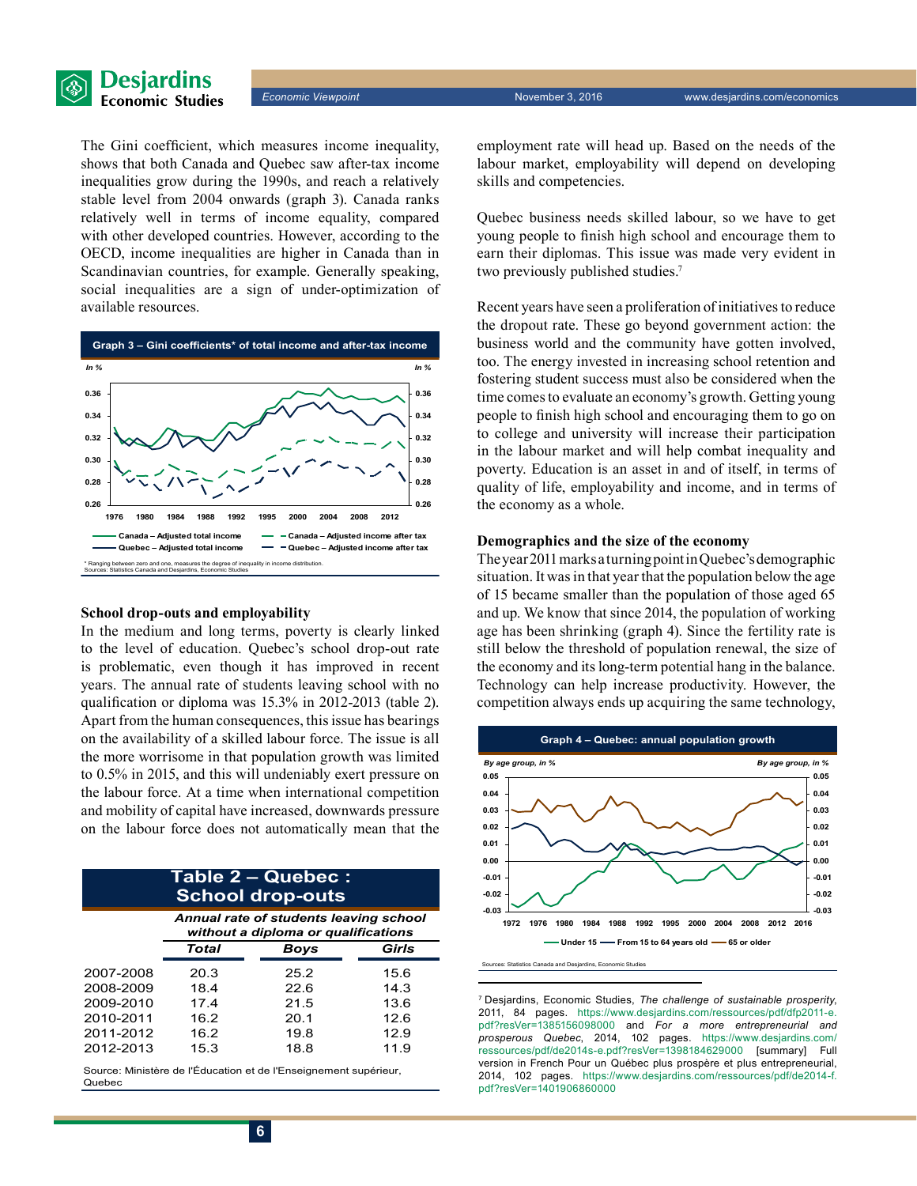The Gini coefficient, which measures income inequality, shows that both Canada and Quebec saw after-tax income inequalities grow during the 1990s, and reach a relatively stable level from 2004 onwards (graph 3). Canada ranks relatively well in terms of income equality, compared with other developed countries. However, according to the OECD, income inequalities are higher in Canada than in Scandinavian countries, for example. Generally speaking, social inequalities are a sign of under-optimization of available resources.

**Graph 3 – Gini coefficients* of total income and after-tax income**

\* Ranging between zero and one, measures the degree of inequality in income distribution.
Sources: Statistics Canada and Desjardins, Economic Studies

### School drop-outs and employability

In the medium and long terms, poverty is clearly linked to the level of education. Quebec's school drop-out rate is problematic, even though it has improved in recent years. The annual rate of students leaving school with no qualification or diploma was 15.3% in 2012-2013 (table 2). Apart from the human consequences, this issue has bearings on the availability of a skilled labour force. The issue is all the more worrisome in that population growth was limited to 0.5% in 2015, and this will undeniably exert pressure on the labour force. At a time when international competition and mobility of capital have increased, downwards pressure on the labour force does not automatically mean that the employment rate will head up. Based on the needs of the labour market, employability will depend on developing skills and competencies.

**Table 2 – Quebec : School drop-outs**

| | *Annual rate of students leaving school without a diploma or qualifications* | | |
|---|---|---|---|
| | ***Total*** | ***Boys*** | ***Girls*** |
| 2007-2008 | 20.3 | 25.2 | 15.6 |
| 2008-2009 | 18.4 | 22.6 | 14.3 |
| 2009-2010 | 17.4 | 21.5 | 13.6 |
| 2010-2011 | 16.2 | 20.1 | 12.6 |
| 2011-2012 | 16.2 | 19.8 | 12.9 |
| 2012-2013 | 15.3 | 18.8 | 11.9 |

Source: Ministère de l'Éducation et de l'Enseignement supérieur, Quebec

Quebec business needs skilled labour, so we have to get young people to finish high school and encourage them to earn their diplomas. This issue was made very evident in two previously published studies.[7]

Recent years have seen a proliferation of initiatives to reduce the dropout rate. These go beyond government action: the business world and the community have gotten involved, too. The energy invested in increasing school retention and fostering student success must also be considered when the time comes to evaluate an economy's growth. Getting young people to finish high school and encouraging them to go on to college and university will increase their participation in the labour market and will help combat inequality and poverty. Education is an asset in and of itself, in terms of quality of life, employability and income, and in terms of the economy as a whole.

### Demographics and the size of the economy

The year 2011 marks a turning point in Quebec's demographic situation. It was in that year that the population below the age of 15 became smaller than the population of those aged 65 and up. We know that since 2014, the population of working age has been shrinking (graph 4). Since the fertility rate is still below the threshold of population renewal, the size of the economy and its long-term potential hang in the balance. Technology can help increase productivity. However, the competition always ends up acquiring the same technology,

**Graph 4 – Quebec: annual population growth**

Sources: Statistics Canada and Desjardins, Economic Studies

[7] Desjardins, Economic Studies, *The challenge of sustainable prosperity*, 2011, 84 pages. https://www.desjardins.com/ressources/pdf/dfp2011-e.pdf?resVer=1385156098000 and *For a more entrepreneurial and prosperous Quebec*, 2014, 102 pages. https://www.desjardins.com/ressources/pdf/de2014s-e.pdf?resVer=1398184629000 [summary] Full version in French Pour un Québec plus prospère et plus entrepreneurial, 2014, 102 pages. https://www.desjardins.com/ressources/pdf/de2014-f.pdf?resVer=1401906860000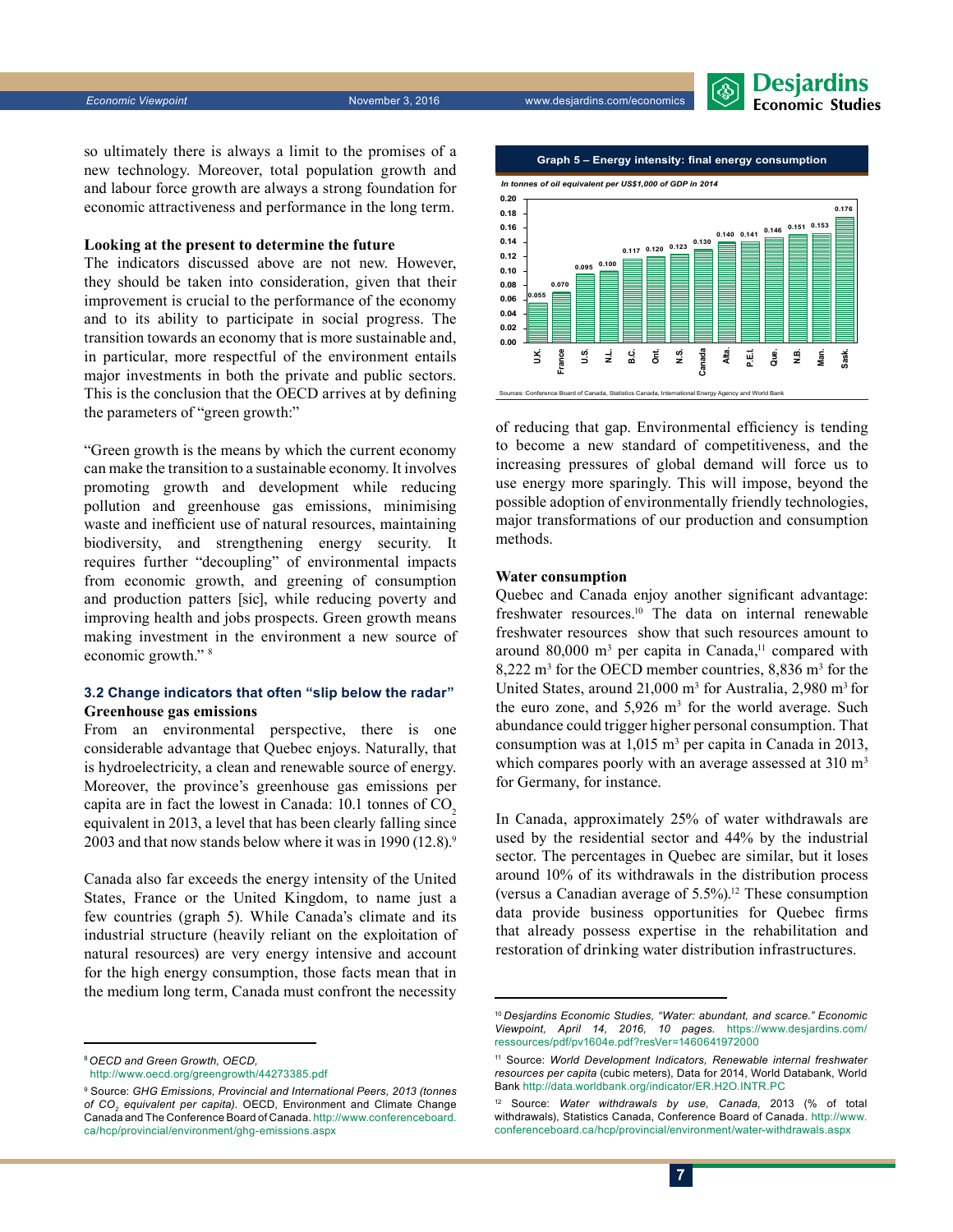so ultimately there is always a limit to the promises of a new technology. Moreover, total population growth and and labour force growth are always a strong foundation for economic attractiveness and performance in the long term.

**Looking at the present to determine the future**

The indicators discussed above are not new. However, they should be taken into consideration, given that their improvement is crucial to the performance of the economy and to its ability to participate in social progress. The transition towards an economy that is more sustainable and, in particular, more respectful of the environment entails major investments in both the private and public sectors. This is the conclusion that the OECD arrives at by defining the parameters of "green growth:"

"Green growth is the means by which the current economy can make the transition to a sustainable economy. It involves promoting growth and development while reducing pollution and greenhouse gas emissions, minimising waste and inefficient use of natural resources, maintaining biodiversity, and strengthening energy security. It requires further "decoupling" of environmental impacts from economic growth, and greening of consumption and production patters [sic], while reducing poverty and improving health and jobs prospects. Green growth means making investment in the environment a new source of economic growth." [8]

### 3.2 Change indicators that often "slip below the radar"

**Greenhouse gas emissions**

From an environmental perspective, there is one considerable advantage that Quebec enjoys. Naturally, that is hydroelectricity, a clean and renewable source of energy. Moreover, the province's greenhouse gas emissions per capita are in fact the lowest in Canada: 10.1 tonnes of $CO_2$ equivalent in 2013, a level that has been clearly falling since 2003 and that now stands below where it was in 1990 (12.8).[9]

Canada also far exceeds the energy intensity of the United States, France or the United Kingdom, to name just a few countries (graph 5). While Canada's climate and its industrial structure (heavily reliant on the exploitation of natural resources) are very energy intensive and account for the high energy consumption, those facts mean that in the medium long term, Canada must confront the necessity of reducing that gap. Environmental efficiency is tending to become a new standard of competitiveness, and the increasing pressures of global demand will force us to use energy more sparingly. This will impose, beyond the possible adoption of environmentally friendly technologies, major transformations of our production and consumption methods.

**Graph 5 – Energy intensity: final energy consumption**

*In tonnes of oil equivalent per US$1,000 of GDP in 2014*

| U.K. | France | U.S. | N.L. | B.C. | Ont. | N.S. | Canada | Alta. | P.E.I. | Que. | N.B. | Man. | Sask. |
|---|---|---|---|---|---|---|---|---|---|---|---|---|---|
| 0.055 | 0.070 | 0.095 | 0.100 | 0.117 | 0.120 | 0.123 | 0.130 | 0.140 | 0.141 | 0.146 | 0.151 | 0.153 | 0.176 |

Sources: Conference Board of Canada, Statistics Canada, International Energy Agency and World Bank

**Water consumption**

Quebec and Canada enjoy another significant advantage: freshwater resources.[10] The data on internal renewable freshwater resources show that such resources amount to around 80,000 m³ per capita in Canada,[11] compared with 8,222 m³ for the OECD member countries, 8,836 m³ for the United States, around 21,000 m³ for Australia, 2,980 m³ for the euro zone, and 5,926 m³ for the world average. Such abundance could trigger higher personal consumption. That consumption was at 1,015 m³ per capita in Canada in 2013, which compares poorly with an average assessed at 310 m³ for Germany, for instance.

In Canada, approximately 25% of water withdrawals are used by the residential sector and 44% by the industrial sector. The percentages in Quebec are similar, but it loses around 10% of its withdrawals in the distribution process (versus a Canadian average of 5.5%).[12] These consumption data provide business opportunities for Quebec firms that already possess expertise in the rehabilitation and restoration of drinking water distribution infrastructures.

---

[8] *OECD and Green Growth, OECD,* http://www.oecd.org/greengrowth/44273385.pdf

[9] Source: *GHG Emissions, Provincial and International Peers, 2013 (tonnes of $CO_2$ equivalent per capita).* OECD, Environment and Climate Change Canada and The Conference Board of Canada. http://www.conferenceboard.ca/hcp/provincial/environment/ghg-emissions.aspx

[10] *Desjardins Economic Studies, "Water: abundant, and scarce." Economic Viewpoint, April 14, 2016, 10 pages.* https://www.desjardins.com/ressources/pdf/pv1604e.pdf?resVer=1460641972000

[11] Source: *World Development Indicators, Renewable internal freshwater resources per capita* (cubic meters), Data for 2014, World Databank, World Bank http://data.worldbank.org/indicator/ER.H2O.INTR.PC

[12] Source: *Water withdrawals by use, Canada*, 2013 (% of total withdrawals), Statistics Canada, Conference Board of Canada. http://www.conferenceboard.ca/hcp/provincial/environment/water-withdrawals.aspx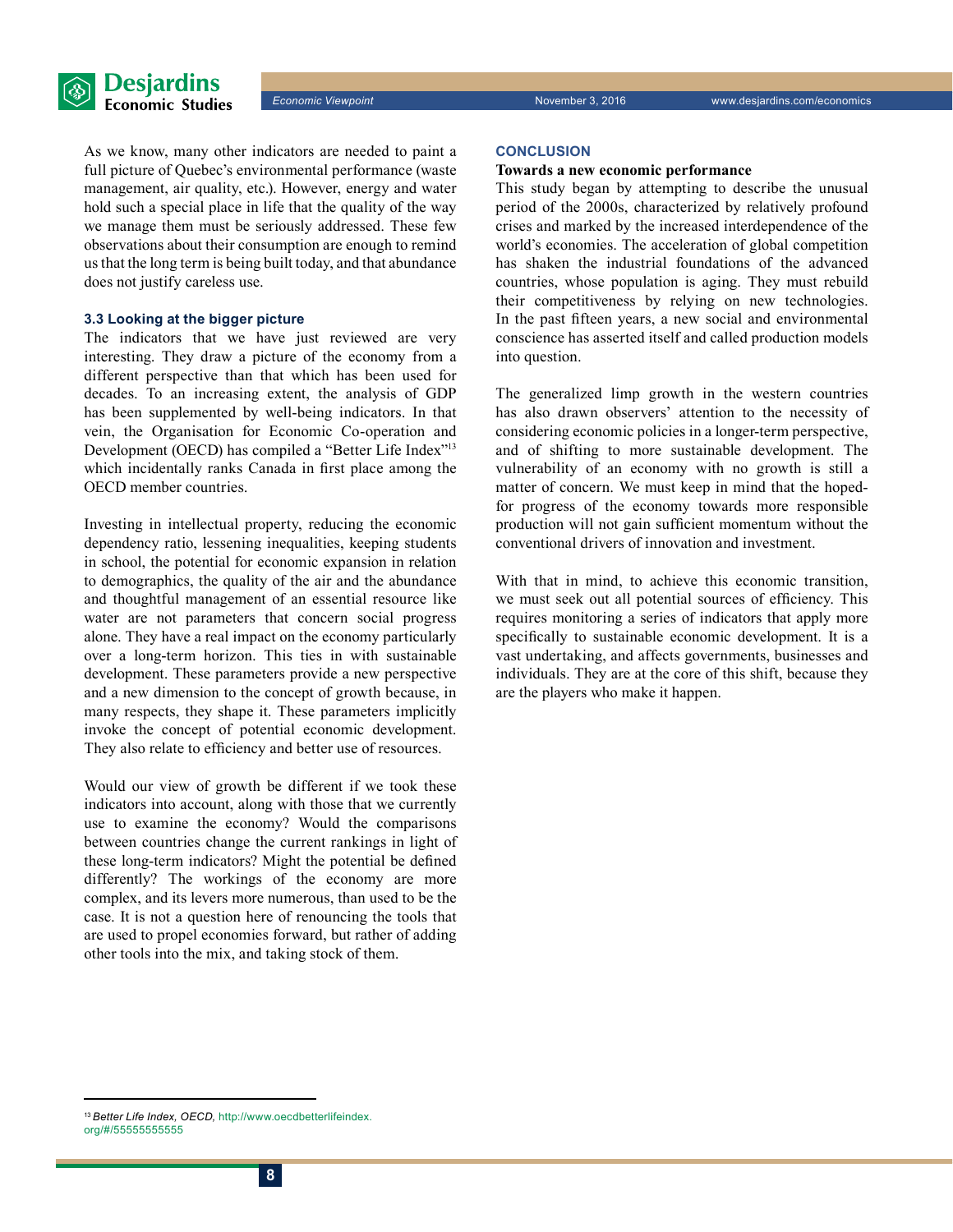As we know, many other indicators are needed to paint a full picture of Quebec's environmental performance (waste management, air quality, etc.). However, energy and water hold such a special place in life that the quality of the way we manage them must be seriously addressed. These few observations about their consumption are enough to remind us that the long term is being built today, and that abundance does not justify careless use.

### 3.3 Looking at the bigger picture

The indicators that we have just reviewed are very interesting. They draw a picture of the economy from a different perspective than that which has been used for decades. To an increasing extent, the analysis of GDP has been supplemented by well-being indicators. In that vein, the Organisation for Economic Co-operation and Development (OECD) has compiled a "Better Life Index"[13] which incidentally ranks Canada in first place among the OECD member countries.

Investing in intellectual property, reducing the economic dependency ratio, lessening inequalities, keeping students in school, the potential for economic expansion in relation to demographics, the quality of the air and the abundance and thoughtful management of an essential resource like water are not parameters that concern social progress alone. They have a real impact on the economy particularly over a long-term horizon. This ties in with sustainable development. These parameters provide a new perspective and a new dimension to the concept of growth because, in many respects, they shape it. These parameters implicitly invoke the concept of potential economic development. They also relate to efficiency and better use of resources.

Would our view of growth be different if we took these indicators into account, along with those that we currently use to examine the economy? Would the comparisons between countries change the current rankings in light of these long-term indicators? Might the potential be defined differently? The workings of the economy are more complex, and its levers more numerous, than used to be the case. It is not a question here of renouncing the tools that are used to propel economies forward, but rather of adding other tools into the mix, and taking stock of them.

## CONCLUSION

**Towards a new economic performance**

This study began by attempting to describe the unusual period of the 2000s, characterized by relatively profound crises and marked by the increased interdependence of the world's economies. The acceleration of global competition has shaken the industrial foundations of the advanced countries, whose population is aging. They must rebuild their competitiveness by relying on new technologies. In the past fifteen years, a new social and environmental conscience has asserted itself and called production models into question.

The generalized limp growth in the western countries has also drawn observers' attention to the necessity of considering economic policies in a longer-term perspective, and of shifting to more sustainable development. The vulnerability of an economy with no growth is still a matter of concern. We must keep in mind that the hoped-for progress of the economy towards more responsible production will not gain sufficient momentum without the conventional drivers of innovation and investment.

With that in mind, to achieve this economic transition, we must seek out all potential sources of efficiency. This requires monitoring a series of indicators that apply more specifically to sustainable economic development. It is a vast undertaking, and affects governments, businesses and individuals. They are at the core of this shift, because they are the players who make it happen.

---

[13] *Better Life Index, OECD,* http://www.oecdbetterlifeindex.org/#/55555555555